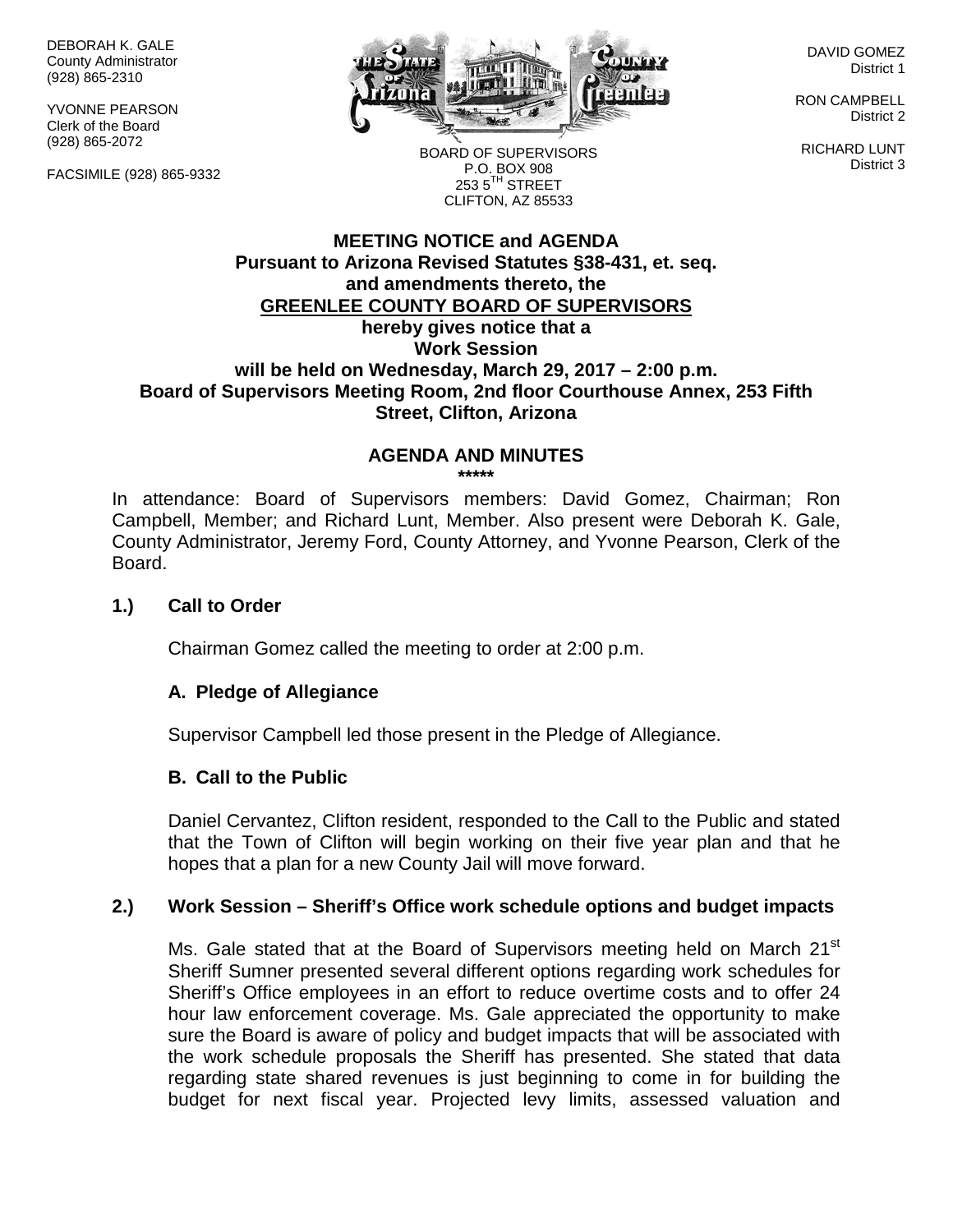DEBORAH K. GALE
County Administrator
(928) 865-2310

YVONNE PEARSON
Clerk of the Board
(928) 865-2072

FACSIMILE (928) 865-9332

BOARD OF SUPERVISORS
P.O. BOX 908
253 5TH STREET
CLIFTON, AZ 85533

DAVID GOMEZ
District 1

RON CAMPBELL
District 2

RICHARD LUNT
District 3

**MEETING NOTICE and AGENDA**
**Pursuant to Arizona Revised Statutes §38-431, et. seq.**
**and amendments thereto, the**
**GREENLEE COUNTY BOARD OF SUPERVISORS**
**hereby gives notice that a**
**Work Session**
**will be held on Wednesday, March 29, 2017 – 2:00 p.m.**
**Board of Supervisors Meeting Room, 2nd floor Courthouse Annex, 253 Fifth Street, Clifton, Arizona**

## AGENDA AND MINUTES

*****

In attendance: Board of Supervisors members: David Gomez, Chairman; Ron Campbell, Member; and Richard Lunt, Member. Also present were Deborah K. Gale, County Administrator, Jeremy Ford, County Attorney, and Yvonne Pearson, Clerk of the Board.

### 1.) Call to Order

Chairman Gomez called the meeting to order at 2:00 p.m.

#### A. Pledge of Allegiance

Supervisor Campbell led those present in the Pledge of Allegiance.

#### B. Call to the Public

Daniel Cervantez, Clifton resident, responded to the Call to the Public and stated that the Town of Clifton will begin working on their five year plan and that he hopes that a plan for a new County Jail will move forward.

### 2.) Work Session – Sheriff's Office work schedule options and budget impacts

Ms. Gale stated that at the Board of Supervisors meeting held on March 21st Sheriff Sumner presented several different options regarding work schedules for Sheriff's Office employees in an effort to reduce overtime costs and to offer 24 hour law enforcement coverage. Ms. Gale appreciated the opportunity to make sure the Board is aware of policy and budget impacts that will be associated with the work schedule proposals the Sheriff has presented. She stated that data regarding state shared revenues is just beginning to come in for building the budget for next fiscal year. Projected levy limits, assessed valuation and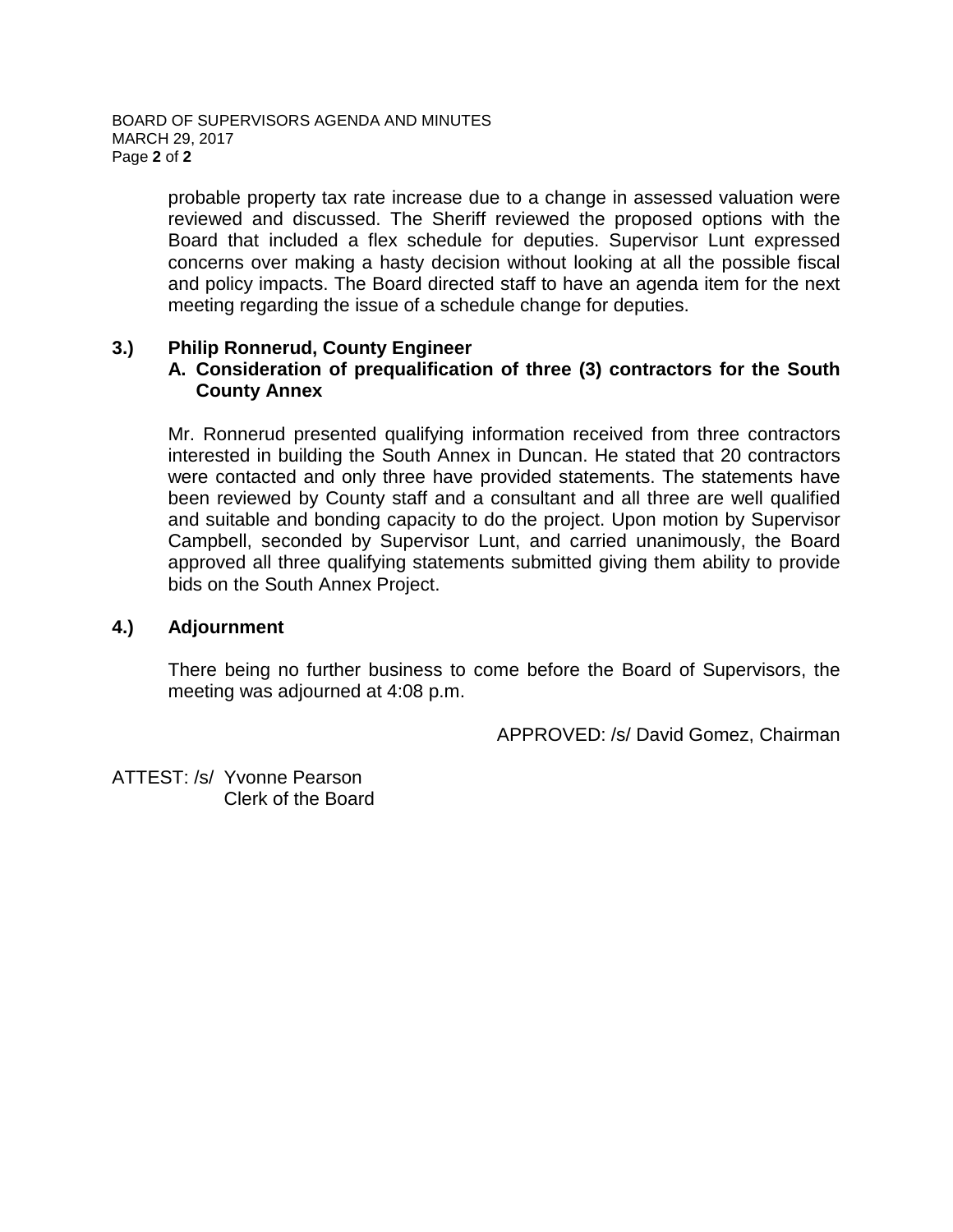probable property tax rate increase due to a change in assessed valuation were reviewed and discussed. The Sheriff reviewed the proposed options with the Board that included a flex schedule for deputies. Supervisor Lunt expressed concerns over making a hasty decision without looking at all the possible fiscal and policy impacts. The Board directed staff to have an agenda item for the next meeting regarding the issue of a schedule change for deputies.

**3.) Philip Ronnerud, County Engineer**

**A. Consideration of prequalification of three (3) contractors for the South County Annex**

Mr. Ronnerud presented qualifying information received from three contractors interested in building the South Annex in Duncan. He stated that 20 contractors were contacted and only three have provided statements. The statements have been reviewed by County staff and a consultant and all three are well qualified and suitable and bonding capacity to do the project. Upon motion by Supervisor Campbell, seconded by Supervisor Lunt, and carried unanimously, the Board approved all three qualifying statements submitted giving them ability to provide bids on the South Annex Project.

**4.) Adjournment**

There being no further business to come before the Board of Supervisors, the meeting was adjourned at 4:08 p.m.

APPROVED: /s/ David Gomez, Chairman

ATTEST: /s/ Yvonne Pearson
Clerk of the Board